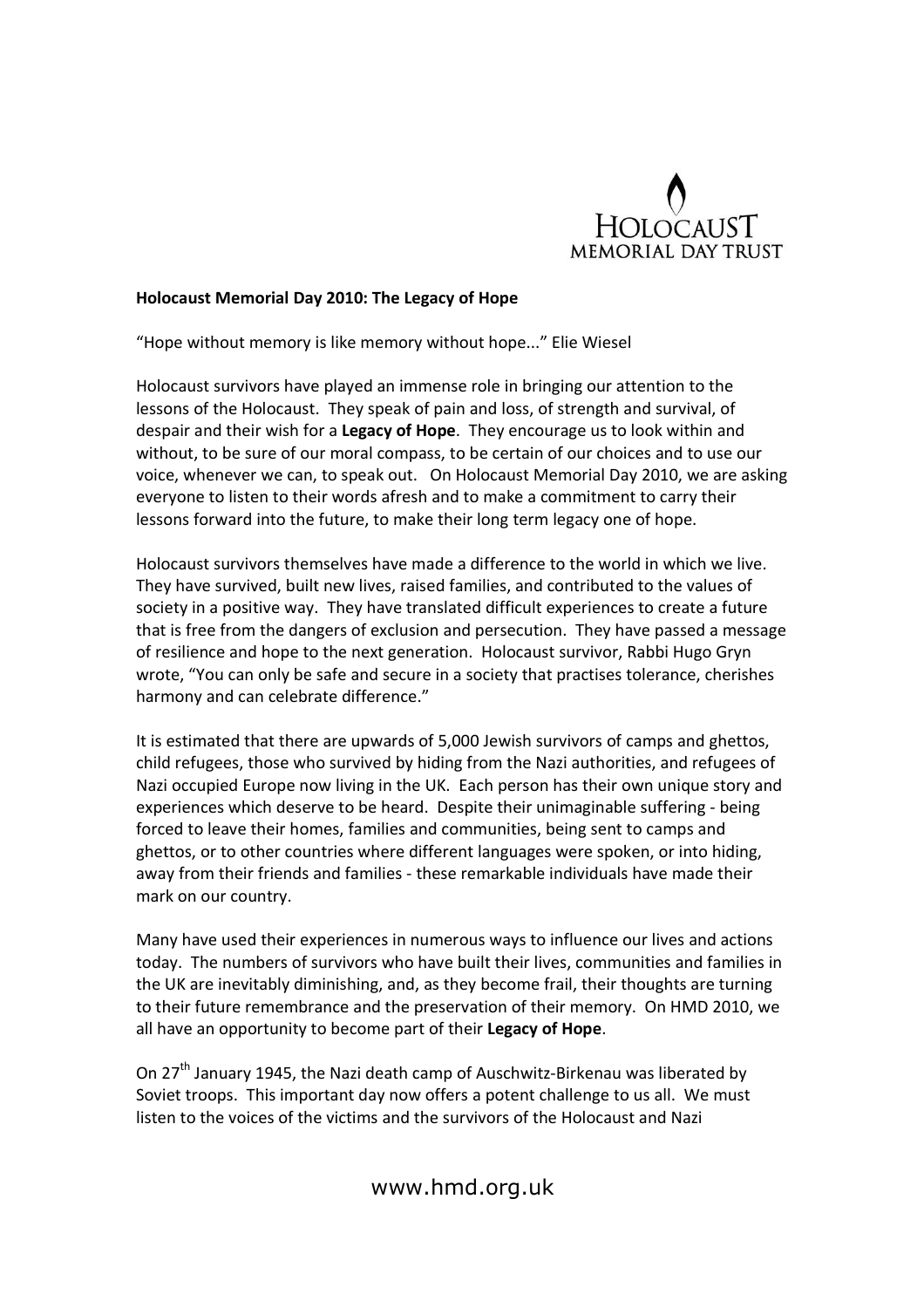HOLOCAUST MEMORIAL DAY TRUST

**Holocaust Memorial Day 2010: The Legacy of Hope**

"Hope without memory is like memory without hope..." Elie Wiesel

Holocaust survivors have played an immense role in bringing our attention to the lessons of the Holocaust. They speak of pain and loss, of strength and survival, of despair and their wish for a **Legacy of Hope**. They encourage us to look within and without, to be sure of our moral compass, to be certain of our choices and to use our voice, whenever we can, to speak out. On Holocaust Memorial Day 2010, we are asking everyone to listen to their words afresh and to make a commitment to carry their lessons forward into the future, to make their long term legacy one of hope.

Holocaust survivors themselves have made a difference to the world in which we live. They have survived, built new lives, raised families, and contributed to the values of society in a positive way. They have translated difficult experiences to create a future that is free from the dangers of exclusion and persecution. They have passed a message of resilience and hope to the next generation. Holocaust survivor, Rabbi Hugo Gryn wrote, "You can only be safe and secure in a society that practises tolerance, cherishes harmony and can celebrate difference."

It is estimated that there are upwards of 5,000 Jewish survivors of camps and ghettos, child refugees, those who survived by hiding from the Nazi authorities, and refugees of Nazi occupied Europe now living in the UK. Each person has their own unique story and experiences which deserve to be heard. Despite their unimaginable suffering - being forced to leave their homes, families and communities, being sent to camps and ghettos, or to other countries where different languages were spoken, or into hiding, away from their friends and families - these remarkable individuals have made their mark on our country.

Many have used their experiences in numerous ways to influence our lives and actions today. The numbers of survivors who have built their lives, communities and families in the UK are inevitably diminishing, and, as they become frail, their thoughts are turning to their future remembrance and the preservation of their memory. On HMD 2010, we all have an opportunity to become part of their **Legacy of Hope**.

On 27th January 1945, the Nazi death camp of Auschwitz-Birkenau was liberated by Soviet troops. This important day now offers a potent challenge to us all. We must listen to the voices of the victims and the survivors of the Holocaust and Nazi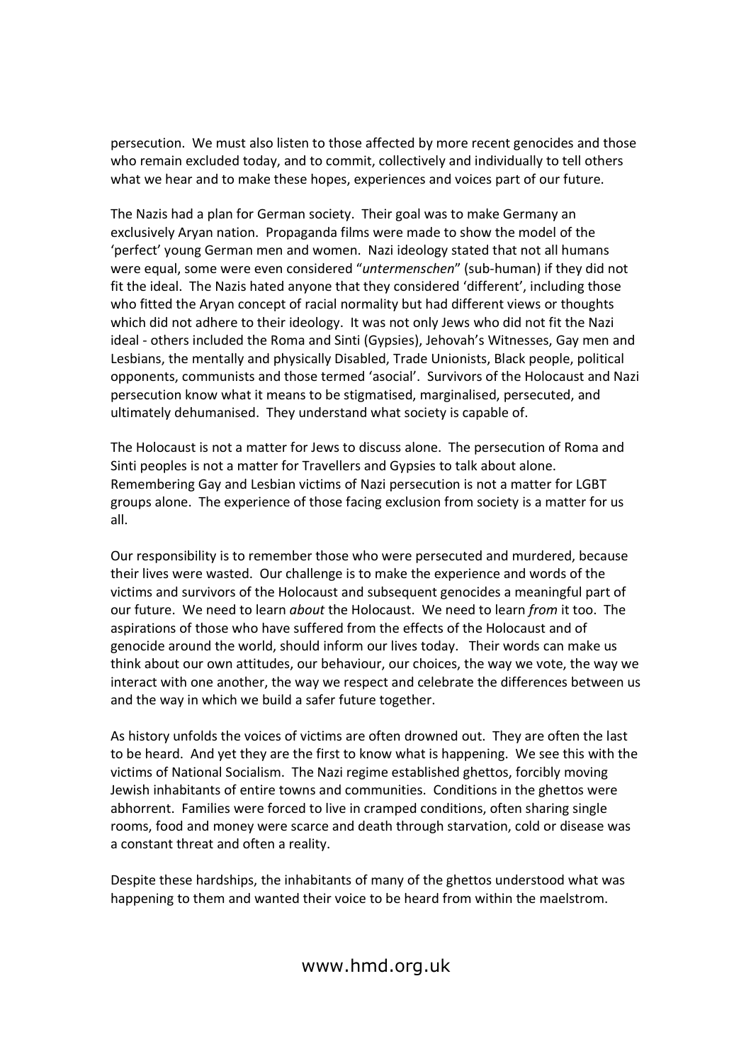persecution. We must also listen to those affected by more recent genocides and those who remain excluded today, and to commit, collectively and individually to tell others what we hear and to make these hopes, experiences and voices part of our future.

The Nazis had a plan for German society. Their goal was to make Germany an exclusively Aryan nation. Propaganda films were made to show the model of the 'perfect' young German men and women. Nazi ideology stated that not all humans were equal, some were even considered "*untermenschen*" (sub-human) if they did not fit the ideal. The Nazis hated anyone that they considered 'different', including those who fitted the Aryan concept of racial normality but had different views or thoughts which did not adhere to their ideology. It was not only Jews who did not fit the Nazi ideal - others included the Roma and Sinti (Gypsies), Jehovah's Witnesses, Gay men and Lesbians, the mentally and physically Disabled, Trade Unionists, Black people, political opponents, communists and those termed 'asocial'. Survivors of the Holocaust and Nazi persecution know what it means to be stigmatised, marginalised, persecuted, and ultimately dehumanised. They understand what society is capable of.

The Holocaust is not a matter for Jews to discuss alone. The persecution of Roma and Sinti peoples is not a matter for Travellers and Gypsies to talk about alone. Remembering Gay and Lesbian victims of Nazi persecution is not a matter for LGBT groups alone. The experience of those facing exclusion from society is a matter for us all.

Our responsibility is to remember those who were persecuted and murdered, because their lives were wasted. Our challenge is to make the experience and words of the victims and survivors of the Holocaust and subsequent genocides a meaningful part of our future. We need to learn *about* the Holocaust. We need to learn *from* it too. The aspirations of those who have suffered from the effects of the Holocaust and of genocide around the world, should inform our lives today. Their words can make us think about our own attitudes, our behaviour, our choices, the way we vote, the way we interact with one another, the way we respect and celebrate the differences between us and the way in which we build a safer future together.

As history unfolds the voices of victims are often drowned out. They are often the last to be heard. And yet they are the first to know what is happening. We see this with the victims of National Socialism. The Nazi regime established ghettos, forcibly moving Jewish inhabitants of entire towns and communities. Conditions in the ghettos were abhorrent. Families were forced to live in cramped conditions, often sharing single rooms, food and money were scarce and death through starvation, cold or disease was a constant threat and often a reality.

Despite these hardships, the inhabitants of many of the ghettos understood what was happening to them and wanted their voice to be heard from within the maelstrom.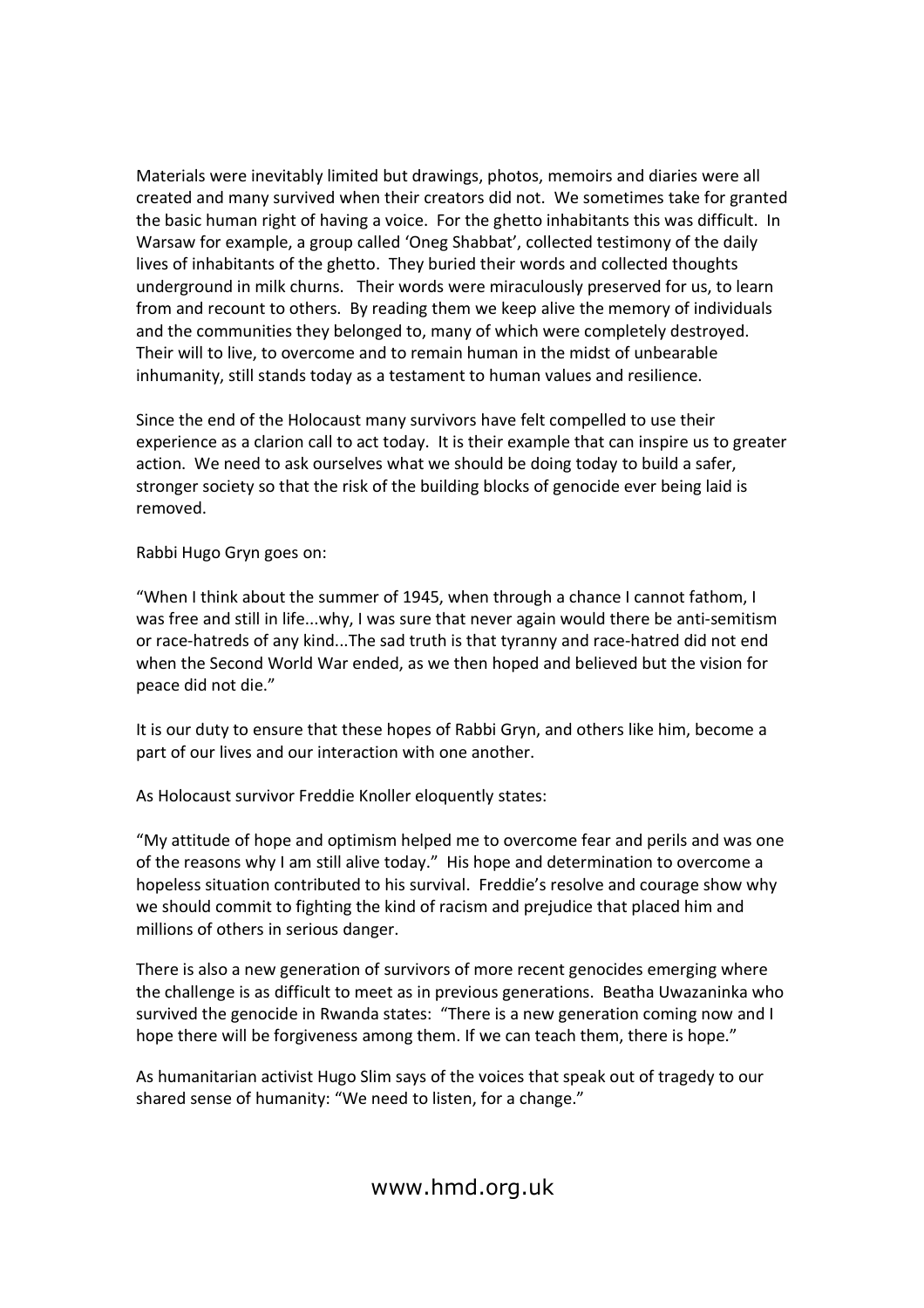Materials were inevitably limited but drawings, photos, memoirs and diaries were all created and many survived when their creators did not. We sometimes take for granted the basic human right of having a voice. For the ghetto inhabitants this was difficult. In Warsaw for example, a group called 'Oneg Shabbat', collected testimony of the daily lives of inhabitants of the ghetto. They buried their words and collected thoughts underground in milk churns. Their words were miraculously preserved for us, to learn from and recount to others. By reading them we keep alive the memory of individuals and the communities they belonged to, many of which were completely destroyed. Their will to live, to overcome and to remain human in the midst of unbearable inhumanity, still stands today as a testament to human values and resilience.

Since the end of the Holocaust many survivors have felt compelled to use their experience as a clarion call to act today. It is their example that can inspire us to greater action. We need to ask ourselves what we should be doing today to build a safer, stronger society so that the risk of the building blocks of genocide ever being laid is removed.

Rabbi Hugo Gryn goes on:

"When I think about the summer of 1945, when through a chance I cannot fathom, I was free and still in life...why, I was sure that never again would there be anti-semitism or race-hatreds of any kind...The sad truth is that tyranny and race-hatred did not end when the Second World War ended, as we then hoped and believed but the vision for peace did not die."

It is our duty to ensure that these hopes of Rabbi Gryn, and others like him, become a part of our lives and our interaction with one another.

As Holocaust survivor Freddie Knoller eloquently states:

"My attitude of hope and optimism helped me to overcome fear and perils and was one of the reasons why I am still alive today." His hope and determination to overcome a hopeless situation contributed to his survival. Freddie's resolve and courage show why we should commit to fighting the kind of racism and prejudice that placed him and millions of others in serious danger.

There is also a new generation of survivors of more recent genocides emerging where the challenge is as difficult to meet as in previous generations. Beatha Uwazaninka who survived the genocide in Rwanda states: "There is a new generation coming now and I hope there will be forgiveness among them. If we can teach them, there is hope."

As humanitarian activist Hugo Slim says of the voices that speak out of tragedy to our shared sense of humanity: "We need to listen, for a change."

www.hmd.org.uk